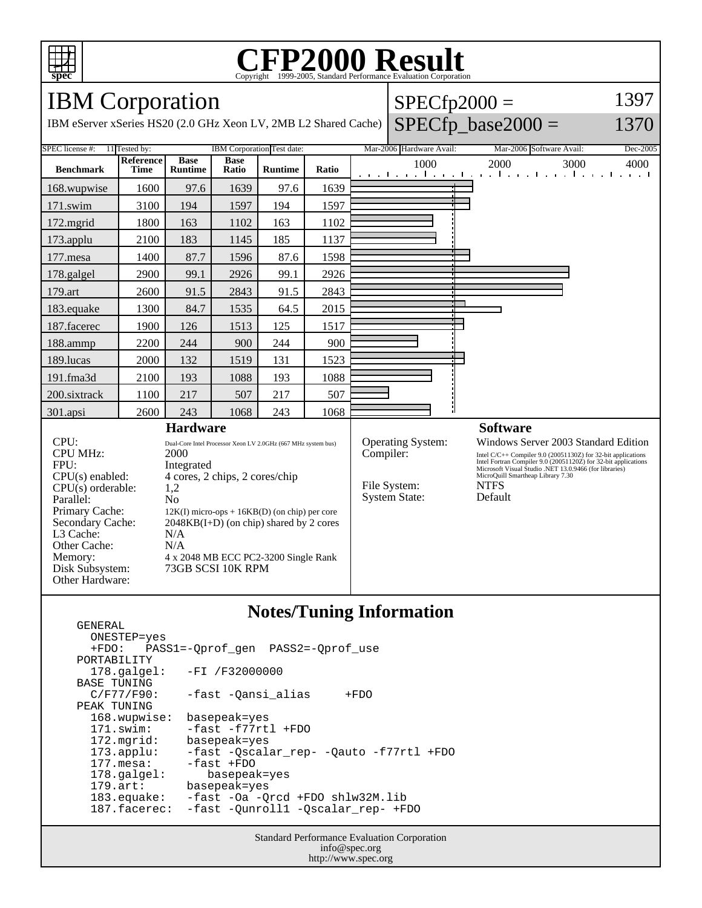# CFP2000 Result

Copyright 1999-2005, Standard Performance Evaluation Corporation

## IBM Corporation

IBM eServer xSeries HS20 (2.0 GHz Xeon LV, 2MB L2 Shared Cache)

SPECfp2000 = 1397

SPECfp_base2000 = 1370

SPEC license #: 11 | Tested by: IBM Corporation | Test date: Mar-2006 | Hardware Avail: Mar-2006 | Software Avail: Dec-2005

| Benchmark | Reference Time | Base Runtime | Base Ratio | Runtime | Ratio |
|---|---|---|---|---|---|
| 168.wupwise | 1600 | 97.6 | 1639 | 97.6 | 1639 |
| 171.swim | 3100 | 194 | 1597 | 194 | 1597 |
| 172.mgrid | 1800 | 163 | 1102 | 163 | 1102 |
| 173.applu | 2100 | 183 | 1145 | 185 | 1137 |
| 177.mesa | 1400 | 87.7 | 1596 | 87.6 | 1598 |
| 178.galgel | 2900 | 99.1 | 2926 | 99.1 | 2926 |
| 179.art | 2600 | 91.5 | 2843 | 91.5 | 2843 |
| 183.equake | 1300 | 84.7 | 1535 | 64.5 | 2015 |
| 187.facerec | 1900 | 126 | 1513 | 125 | 1517 |
| 188.ammp | 2200 | 244 | 900 | 244 | 900 |
| 189.lucas | 2000 | 132 | 1519 | 131 | 1523 |
| 191.fma3d | 2100 | 193 | 1088 | 193 | 1088 |
| 200.sixtrack | 1100 | 217 | 507 | 217 | 507 |
| 301.apsi | 2600 | 243 | 1068 | 243 | 1068 |

### Hardware

| | |
|---|---|
| CPU: | Dual-Core Intel Processor Xeon LV 2.0GHz (667 MHz system bus) |
| CPU MHz: | 2000 |
| FPU: | Integrated |
| CPU(s) enabled: | 4 cores, 2 chips, 2 cores/chip |
| CPU(s) orderable: | 1,2 |
| Parallel: | No |
| Primary Cache: | 12K(I) micro-ops + 16KB(D) (on chip) per core |
| Secondary Cache: | 2048KB(I+D) (on chip) shared by 2 cores |
| L3 Cache: | N/A |
| Other Cache: | N/A |
| Memory: | 4 x 2048 MB ECC PC2-3200 Single Rank |
| Disk Subsystem: | 73GB SCSI 10K RPM |
| Other Hardware: | |

### Software

| | |
|---|---|
| Operating System: | Windows Server 2003 Standard Edition |
| Compiler: | Intel C/C++ Compiler 9.0 (20051130Z) for 32-bit applications<br>Intel Fortran Compiler 9.0 (20051120Z) for 32-bit applications<br>Microsoft Visual Studio .NET 13.0.9466 (for libraries)<br>MicroQuill Smartheap Library 7.30 |
| File System: | NTFS |
| System State: | Default |

## Notes/Tuning Information

```
GENERAL
  ONESTEP=yes
  +FDO:   PASS1=-Qprof_gen  PASS2=-Qprof_use
PORTABILITY
  178.galgel:   -FI /F32000000
BASE TUNING
  C/F77/F90:    -fast -Qansi_alias     +FDO
PEAK TUNING
  168.wupwise:  basepeak=yes
  171.swim:     -fast -f77rtl +FDO
  172.mgrid:    basepeak=yes
  173.applu:    -fast -Qscalar_rep- -Qauto -f77rtl +FDO
  177.mesa:     -fast +FDO
  178.galgel:      basepeak=yes
  179.art:      basepeak=yes
  183.equake:   -fast -Oa -Qrcd +FDO shlw32M.lib
  187.facerec:  -fast -Qunroll1 -Qscalar_rep- +FDO
```

Standard Performance Evaluation Corporation
info@spec.org
http://www.spec.org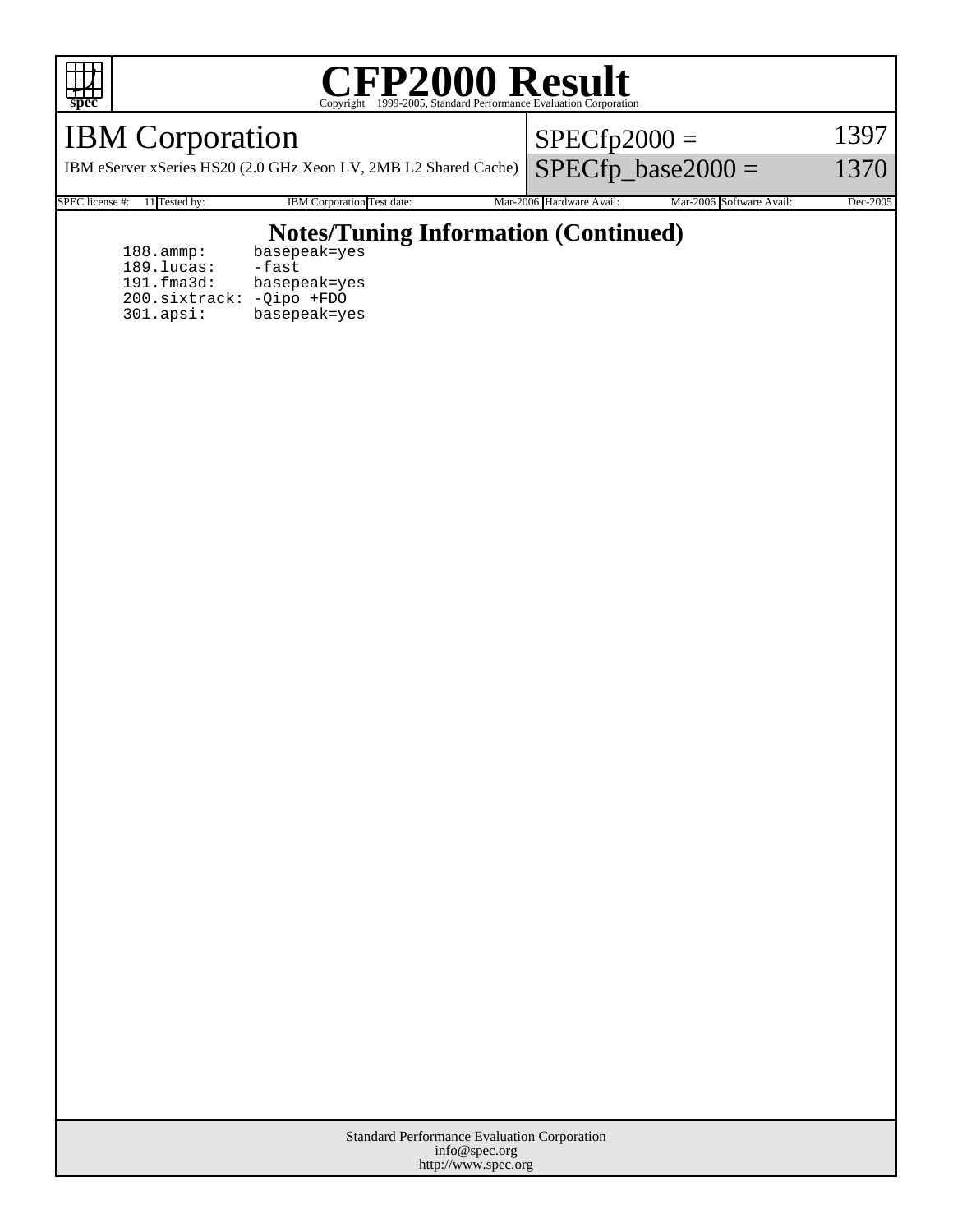# CFP2000 Result

Copyright 1999-2005, Standard Performance Evaluation Corporation

## IBM Corporation

IBM eServer xSeries HS20 (2.0 GHz Xeon LV, 2MB L2 Shared Cache)

SPECfp2000 = 1397

SPECfp_base2000 = 1370

| SPEC license #: | 11 | Tested by: | IBM Corporation | Test date: | Mar-2006 | Hardware Avail: | Mar-2006 | Software Avail: | Dec-2005 |
|---|---|---|---|---|---|---|---|---|---|

### Notes/Tuning Information (Continued)

```
188.ammp:      basepeak=yes
189.lucas:     -fast
191.fma3d:     basepeak=yes
200.sixtrack:  -Qipo +FDO
301.apsi:      basepeak=yes
```

Standard Performance Evaluation Corporation
info@spec.org
http://www.spec.org